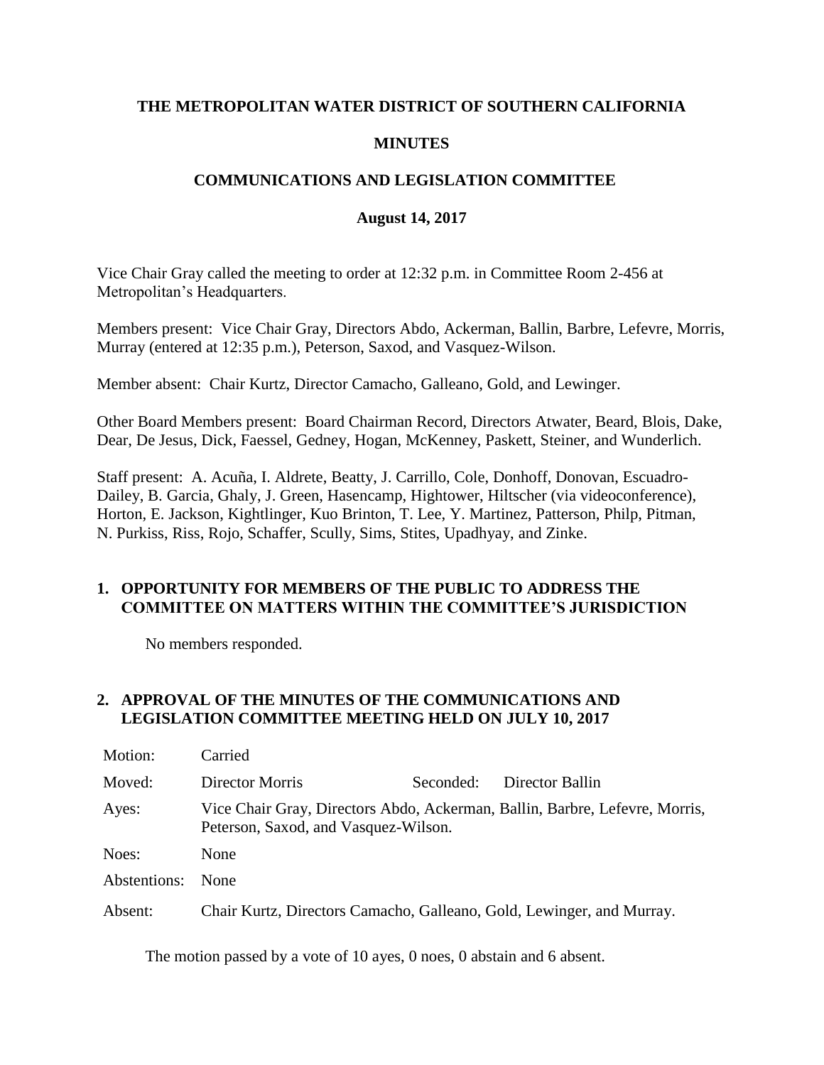# THE METROPOLITAN WATER DISTRICT OF SOUTHERN CALIFORNIA

## MINUTES

## COMMUNICATIONS AND LEGISLATION COMMITTEE

**August 14, 2017**

Vice Chair Gray called the meeting to order at 12:32 p.m. in Committee Room 2-456 at Metropolitan's Headquarters.

Members present: Vice Chair Gray, Directors Abdo, Ackerman, Ballin, Barbre, Lefevre, Morris, Murray (entered at 12:35 p.m.), Peterson, Saxod, and Vasquez-Wilson.

Member absent: Chair Kurtz, Director Camacho, Galleano, Gold, and Lewinger.

Other Board Members present: Board Chairman Record, Directors Atwater, Beard, Blois, Dake, Dear, De Jesus, Dick, Faessel, Gedney, Hogan, McKenney, Paskett, Steiner, and Wunderlich.

Staff present: A. Acuña, I. Aldrete, Beatty, J. Carrillo, Cole, Donhoff, Donovan, Escuadro-Dailey, B. Garcia, Ghaly, J. Green, Hasencamp, Hightower, Hiltscher (via videoconference), Horton, E. Jackson, Kightlinger, Kuo Brinton, T. Lee, Y. Martinez, Patterson, Philp, Pitman, N. Purkiss, Riss, Rojo, Schaffer, Scully, Sims, Stites, Upadhyay, and Zinke.

### 1. OPPORTUNITY FOR MEMBERS OF THE PUBLIC TO ADDRESS THE COMMITTEE ON MATTERS WITHIN THE COMMITTEE'S JURISDICTION

No members responded.

### 2. APPROVAL OF THE MINUTES OF THE COMMUNICATIONS AND LEGISLATION COMMITTEE MEETING HELD ON JULY 10, 2017

| | | | |
|---|---|---|---|
| Motion: | Carried | | |
| Moved: | Director Morris | Seconded: | Director Ballin |
| Ayes: | Vice Chair Gray, Directors Abdo, Ackerman, Ballin, Barbre, Lefevre, Morris, Peterson, Saxod, and Vasquez-Wilson. | | |
| Noes: | None | | |
| Abstentions: | None | | |
| Absent: | Chair Kurtz, Directors Camacho, Galleano, Gold, Lewinger, and Murray. | | |

The motion passed by a vote of 10 ayes, 0 noes, 0 abstain and 6 absent.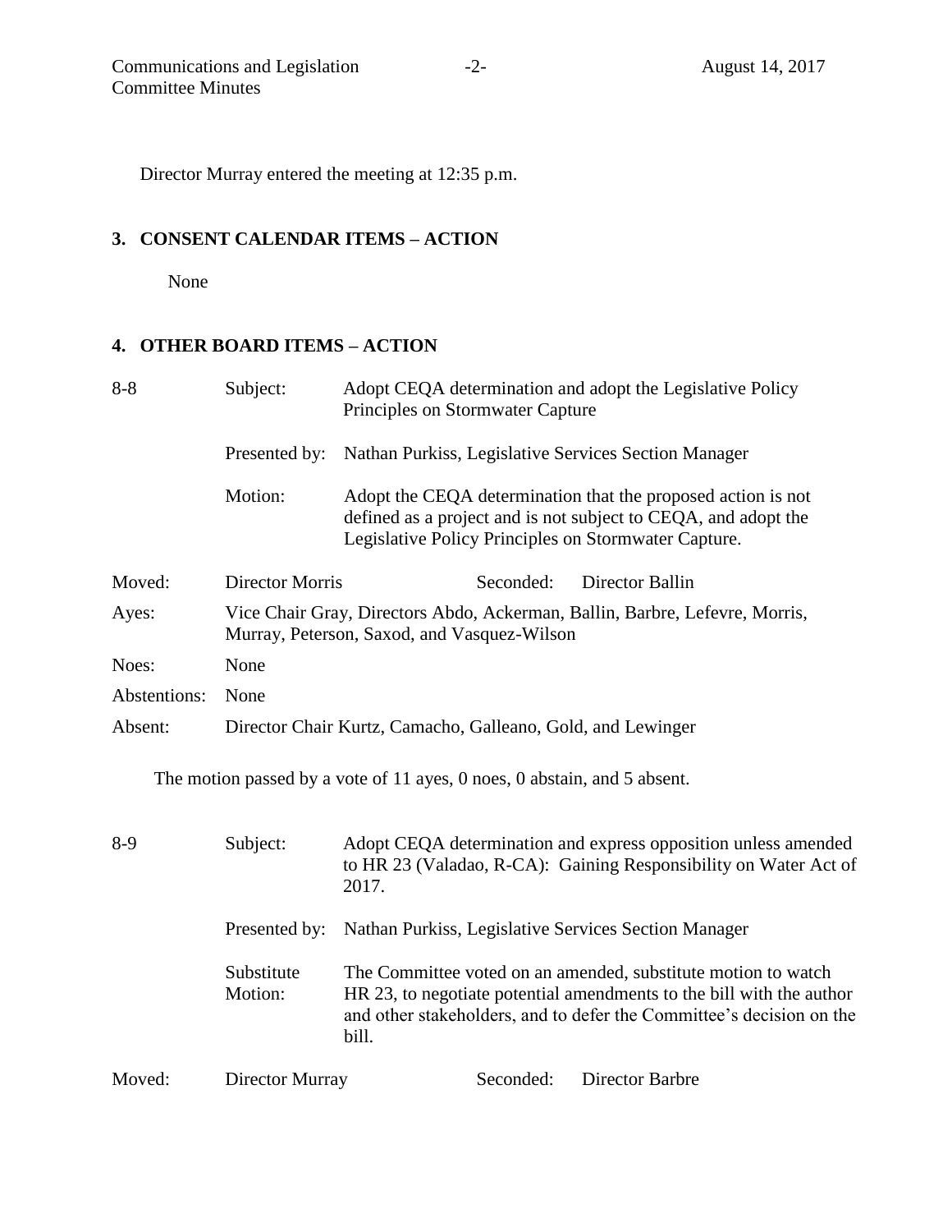Director Murray entered the meeting at 12:35 p.m.

## 3. CONSENT CALENDAR ITEMS – ACTION

None

## 4. OTHER BOARD ITEMS – ACTION

| | | |
|---|---|---|
| 8-8 | Subject: | Adopt CEQA determination and adopt the Legislative Policy Principles on Stormwater Capture |
| | Presented by: | Nathan Purkiss, Legislative Services Section Manager |
| | Motion: | Adopt the CEQA determination that the proposed action is not defined as a project and is not subject to CEQA, and adopt the Legislative Policy Principles on Stormwater Capture. |

Moved: Director Morris    Seconded: Director Ballin

Ayes: Vice Chair Gray, Directors Abdo, Ackerman, Ballin, Barbre, Lefevre, Morris, Murray, Peterson, Saxod, and Vasquez-Wilson

Noes: None

Abstentions: None

Absent: Director Chair Kurtz, Camacho, Galleano, Gold, and Lewinger

The motion passed by a vote of 11 ayes, 0 noes, 0 abstain, and 5 absent.

| | | |
|---|---|---|
| 8-9 | Subject: | Adopt CEQA determination and express opposition unless amended to HR 23 (Valadao, R-CA): Gaining Responsibility on Water Act of 2017. |
| | Presented by: | Nathan Purkiss, Legislative Services Section Manager |
| | Substitute Motion: | The Committee voted on an amended, substitute motion to watch HR 23, to negotiate potential amendments to the bill with the author and other stakeholders, and to defer the Committee's decision on the bill. |

Moved: Director Murray    Seconded: Director Barbre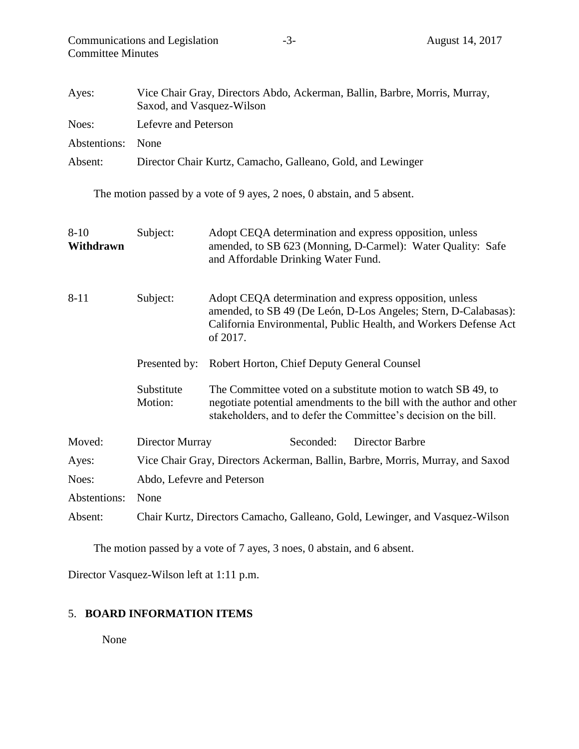Ayes: Vice Chair Gray, Directors Abdo, Ackerman, Ballin, Barbre, Morris, Murray, Saxod, and Vasquez-Wilson

Noes: Lefevre and Peterson

Abstentions: None

Absent: Director Chair Kurtz, Camacho, Galleano, Gold, and Lewinger

The motion passed by a vote of 9 ayes, 2 noes, 0 abstain, and 5 absent.

8-10 **Withdrawn**

Subject: Adopt CEQA determination and express opposition, unless amended, to SB 623 (Monning, D-Carmel): Water Quality: Safe and Affordable Drinking Water Fund.

8-11

Subject: Adopt CEQA determination and express opposition, unless amended, to SB 49 (De León, D-Los Angeles; Stern, D-Calabasas): California Environmental, Public Health, and Workers Defense Act of 2017.

Presented by: Robert Horton, Chief Deputy General Counsel

Substitute Motion: The Committee voted on a substitute motion to watch SB 49, to negotiate potential amendments to the bill with the author and other stakeholders, and to defer the Committee's decision on the bill.

Moved: Director Murray Seconded: Director Barbre

Ayes: Vice Chair Gray, Directors Ackerman, Ballin, Barbre, Morris, Murray, and Saxod

Noes: Abdo, Lefevre and Peterson

Abstentions: None

Absent: Chair Kurtz, Directors Camacho, Galleano, Gold, Lewinger, and Vasquez-Wilson

The motion passed by a vote of 7 ayes, 3 noes, 0 abstain, and 6 absent.

Director Vasquez-Wilson left at 1:11 p.m.

## 5. BOARD INFORMATION ITEMS

None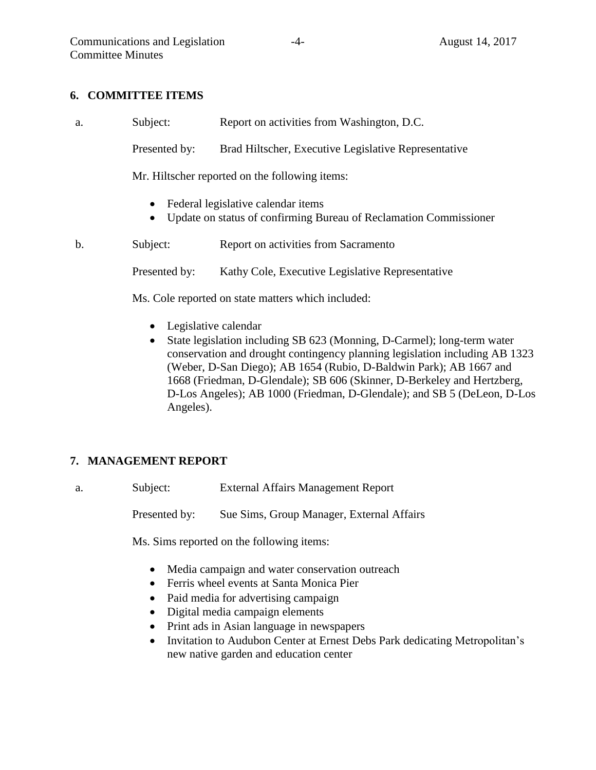## 6. COMMITTEE ITEMS

a. Subject: Report on activities from Washington, D.C.

Presented by: Brad Hiltscher, Executive Legislative Representative

Mr. Hiltscher reported on the following items:

- Federal legislative calendar items
- Update on status of confirming Bureau of Reclamation Commissioner

b. Subject: Report on activities from Sacramento

Presented by: Kathy Cole, Executive Legislative Representative

Ms. Cole reported on state matters which included:

- Legislative calendar
- State legislation including SB 623 (Monning, D-Carmel); long-term water conservation and drought contingency planning legislation including AB 1323 (Weber, D-San Diego); AB 1654 (Rubio, D-Baldwin Park); AB 1667 and 1668 (Friedman, D-Glendale); SB 606 (Skinner, D-Berkeley and Hertzberg, D-Los Angeles); AB 1000 (Friedman, D-Glendale); and SB 5 (DeLeon, D-Los Angeles).

## 7. MANAGEMENT REPORT

a. Subject: External Affairs Management Report

Presented by: Sue Sims, Group Manager, External Affairs

Ms. Sims reported on the following items:

- Media campaign and water conservation outreach
- Ferris wheel events at Santa Monica Pier
- Paid media for advertising campaign
- Digital media campaign elements
- Print ads in Asian language in newspapers
- Invitation to Audubon Center at Ernest Debs Park dedicating Metropolitan's new native garden and education center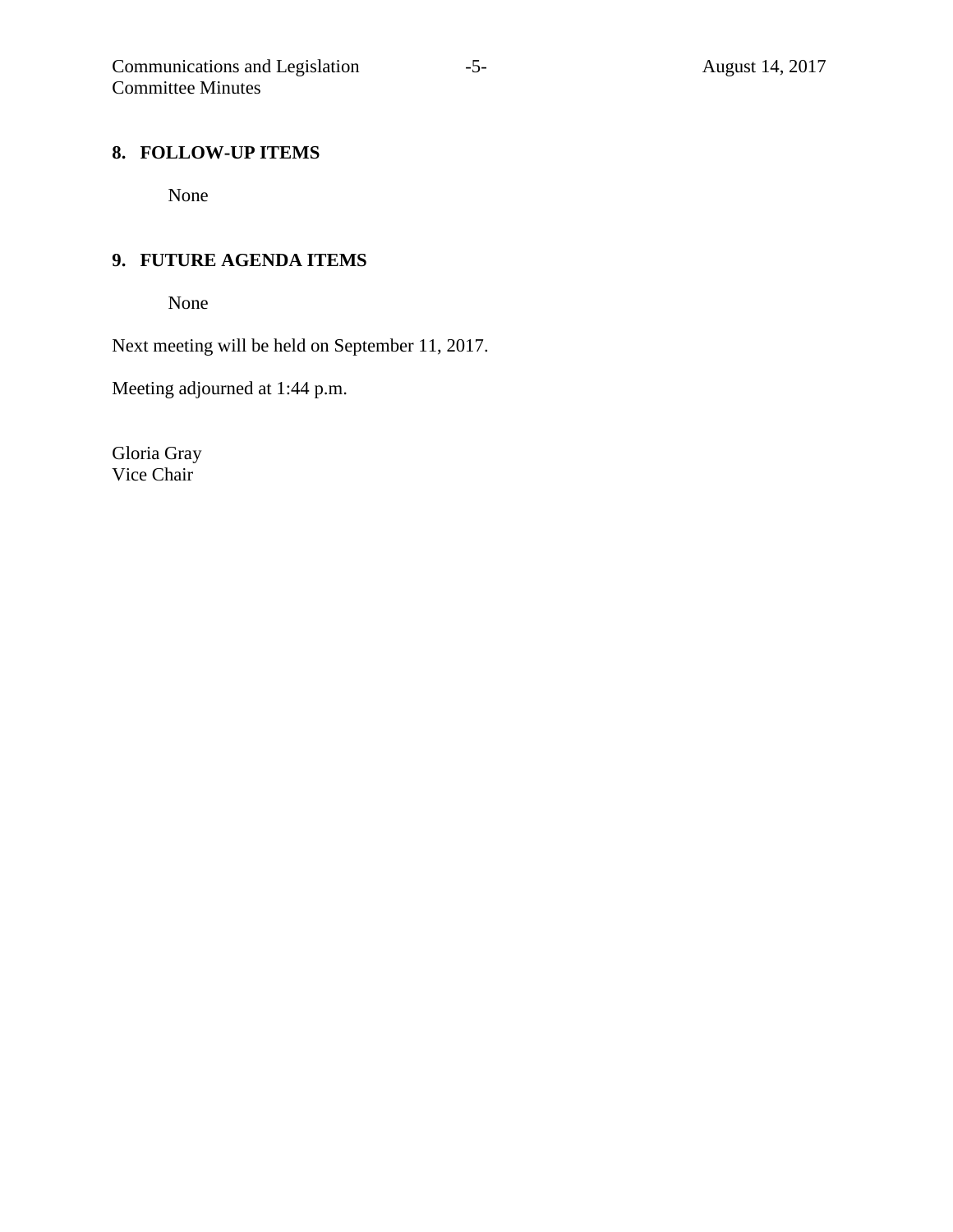## 8. FOLLOW-UP ITEMS

None

## 9. FUTURE AGENDA ITEMS

None

Next meeting will be held on September 11, 2017.

Meeting adjourned at 1:44 p.m.

Gloria Gray
Vice Chair